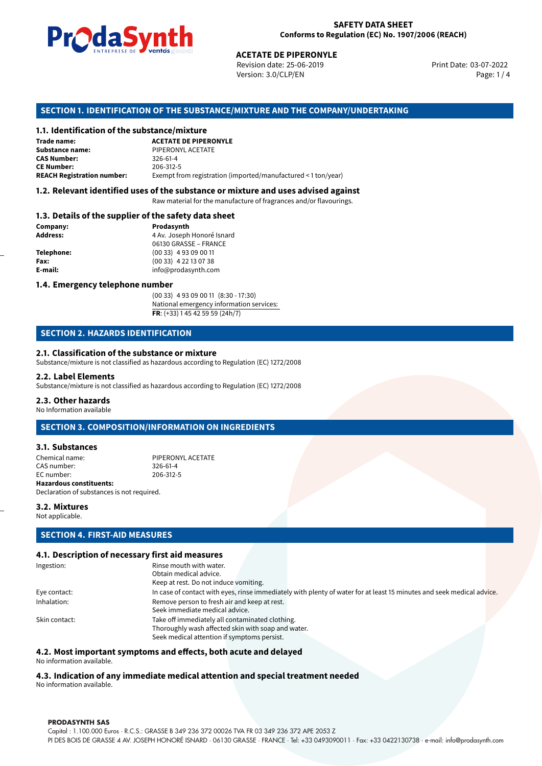**SAFETY DATA SHEET**
**Conforms to Regulation (EC) No. 1907/2006 (REACH)**

**ACETATE DE PIPERONYLE**
Revision date: 25-06-2019
Version: 3.0/CLP/EN
Print Date: 03-07-2022

## SECTION 1. IDENTIFICATION OF THE SUBSTANCE/MIXTURE AND THE COMPANY/UNDERTAKING

### 1.1. Identification of the substance/mixture

| | |
|---|---|
| **Trade name:** | **ACETATE DE PIPERONYLE** |
| **Substance name:** | PIPERONYL ACETATE |
| **CAS Number:** | 326-61-4 |
| **CE Number:** | 206-312-5 |
| **REACH Registration number:** | Exempt from registration (imported/manufactured < 1 ton/year) |

### 1.2. Relevant identified uses of the substance or mixture and uses advised against

Raw material for the manufacture of fragrances and/or flavourings.

### 1.3. Details of the supplier of the safety data sheet

| | |
|---|---|
| **Company:** | **Prodasynth** |
| **Address:** | 4 Av. Joseph Honoré Isnard<br>06130 GRASSE – FRANCE |
| **Telephone:** | (00 33) 4 93 09 00 11 |
| **Fax:** | (00 33) 4 22 13 07 38 |
| **E-mail:** | info@prodasynth.com |

### 1.4. Emergency telephone number

(00 33) 4 93 09 00 11 (8:30 - 17:30)
National emergency information services:
**FR**: (+33) 1 45 42 59 59 (24h/7)

## SECTION 2. HAZARDS IDENTIFICATION

### 2.1. Classification of the substance or mixture

Substance/mixture is not classified as hazardous according to Regulation (EC) 1272/2008

### 2.2. Label Elements

Substance/mixture is not classified as hazardous according to Regulation (EC) 1272/2008

### 2.3. Other hazards

No Information available

## SECTION 3. COMPOSITION/INFORMATION ON INGREDIENTS

### 3.1. Substances

| | |
|---|---|
| Chemical name: | PIPERONYL ACETATE |
| CAS number: | 326-61-4 |
| EC number: | 206-312-5 |

**Hazardous constituents:**
Declaration of substances is not required.

### 3.2. Mixtures

Not applicable.

## SECTION 4. FIRST-AID MEASURES

### 4.1. Description of necessary first aid measures

| | |
|---|---|
| Ingestion: | Rinse mouth with water.<br>Obtain medical advice.<br>Keep at rest. Do not induce vomiting. |
| Eye contact: | In case of contact with eyes, rinse immediately with plenty of water for at least 15 minutes and seek medical advice. |
| Inhalation: | Remove person to fresh air and keep at rest.<br>Seek immediate medical advice. |
| Skin contact: | Take off immediately all contaminated clothing.<br>Thoroughly wash affected skin with soap and water.<br>Seek medical attention if symptoms persist. |

### 4.2. Most important symptoms and effects, both acute and delayed

No information available.

### 4.3. Indication of any immediate medical attention and special treatment needed

No information available.

**PRODASYNTH SAS**
Capital : 1.100.000 Euros · R.C.S.: GRASSE B 349 236 372 00026 TVA FR 03 349 236 372 APE 2053 Z
PI DES BOIS DE GRASSE 4 AV. JOSEPH HONORÉ ISNARD · 06130 GRASSE · FRANCE · Tel: +33 0493090011 · Fax: +33 0422130738 · e-mail: info@prodasynth.com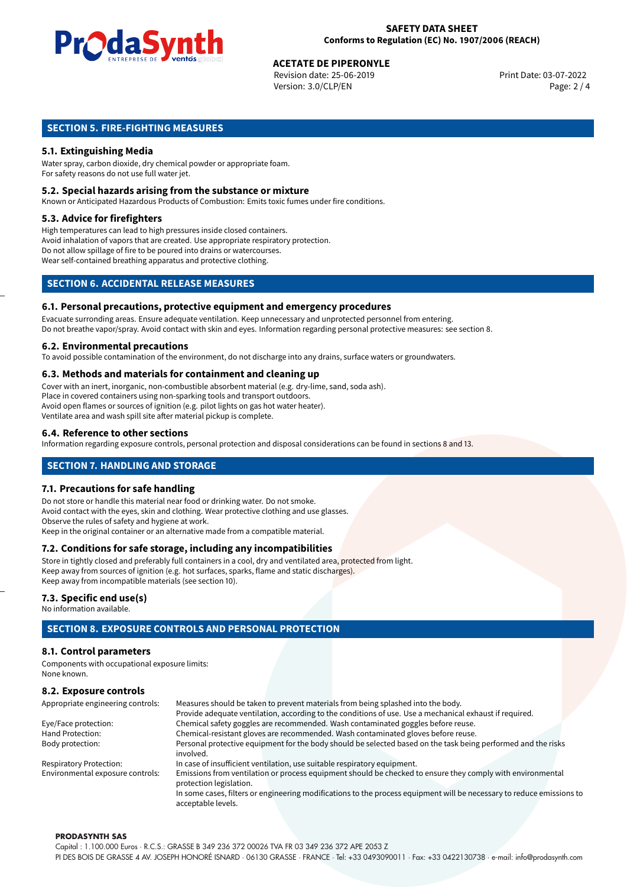## SECTION 5. FIRE-FIGHTING MEASURES

### 5.1. Extinguishing Media

Water spray, carbon dioxide, dry chemical powder or appropriate foam.
For safety reasons do not use full water jet.

### 5.2. Special hazards arising from the substance or mixture

Known or Anticipated Hazardous Products of Combustion: Emits toxic fumes under fire conditions.

### 5.3. Advice for firefighters

High temperatures can lead to high pressures inside closed containers.
Avoid inhalation of vapors that are created. Use appropriate respiratory protection.
Do not allow spillage of fire to be poured into drains or watercourses.
Wear self-contained breathing apparatus and protective clothing.

## SECTION 6. ACCIDENTAL RELEASE MEASURES

### 6.1. Personal precautions, protective equipment and emergency procedures

Evacuate surrounding areas. Ensure adequate ventilation. Keep unnecessary and unprotected personnel from entering.
Do not breathe vapor/spray. Avoid contact with skin and eyes. Information regarding personal protective measures: see section 8.

### 6.2. Environmental precautions

To avoid possible contamination of the environment, do not discharge into any drains, surface waters or groundwaters.

### 6.3. Methods and materials for containment and cleaning up

Cover with an inert, inorganic, non-combustible absorbent material (e.g. dry-lime, sand, soda ash).
Place in covered containers using non-sparking tools and transport outdoors.
Avoid open flames or sources of ignition (e.g. pilot lights on gas hot water heater).
Ventilate area and wash spill site after material pickup is complete.

### 6.4. Reference to other sections

Information regarding exposure controls, personal protection and disposal considerations can be found in sections 8 and 13.

## SECTION 7. HANDLING AND STORAGE

### 7.1. Precautions for safe handling

Do not store or handle this material near food or drinking water. Do not smoke.
Avoid contact with the eyes, skin and clothing. Wear protective clothing and use glasses.
Observe the rules of safety and hygiene at work.
Keep in the original container or an alternative made from a compatible material.

### 7.2. Conditions for safe storage, including any incompatibilities

Store in tightly closed and preferably full containers in a cool, dry and ventilated area, protected from light.
Keep away from sources of ignition (e.g. hot surfaces, sparks, flame and static discharges).
Keep away from incompatible materials (see section 10).

### 7.3. Specific end use(s)

No information available.

## SECTION 8. EXPOSURE CONTROLS AND PERSONAL PROTECTION

### 8.1. Control parameters

Components with occupational exposure limits:
None known.

### 8.2. Exposure controls

| | |
|---|---|
| Appropriate engineering controls: | Measures should be taken to prevent materials from being splashed into the body. Provide adequate ventilation, according to the conditions of use. Use a mechanical exhaust if required. |
| Eye/Face protection: | Chemical safety goggles are recommended. Wash contaminated goggles before reuse. |
| Hand Protection: | Chemical-resistant gloves are recommended. Wash contaminated gloves before reuse. |
| Body protection: | Personal protective equipment for the body should be selected based on the task being performed and the risks involved. |
| Respiratory Protection: | In case of insufficient ventilation, use suitable respiratory equipment. |
| Environmental exposure controls: | Emissions from ventilation or process equipment should be checked to ensure they comply with environmental protection legislation. In some cases, filters or engineering modifications to the process equipment will be necessary to reduce emissions to acceptable levels. |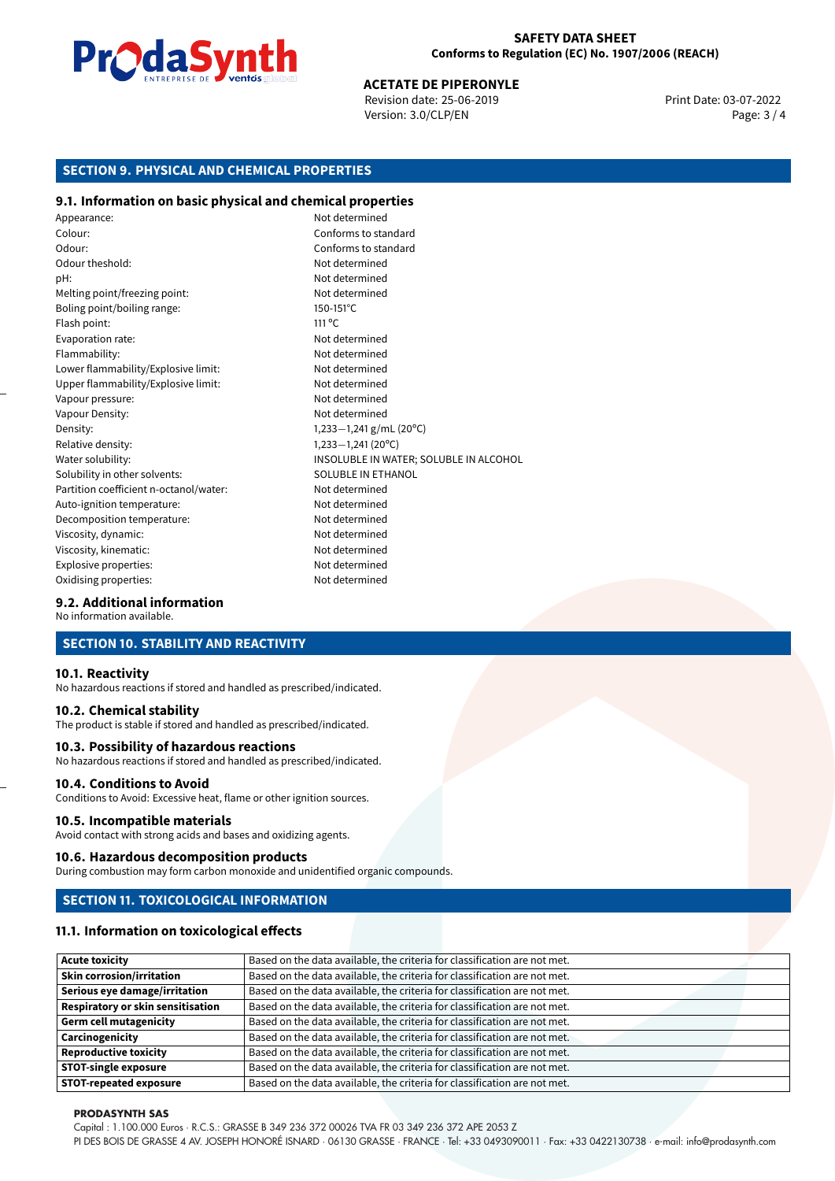## SECTION 9. PHYSICAL AND CHEMICAL PROPERTIES

### 9.1. Information on basic physical and chemical properties

| | |
|---|---|
| Appearance: | Not determined |
| Colour: | Conforms to standard |
| Odour: | Conforms to standard |
| Odour theshold: | Not determined |
| pH: | Not determined |
| Melting point/freezing point: | Not determined |
| Boling point/boiling range: | 150-151ºC |
| Flash point: | 111 ºC |
| Evaporation rate: | Not determined |
| Flammability: | Not determined |
| Lower flammability/Explosive limit: | Not determined |
| Upper flammability/Explosive limit: | Not determined |
| Vapour pressure: | Not determined |
| Vapour Density: | Not determined |
| Density: | 1,233—1,241 g/mL (20ºC) |
| Relative density: | 1,233—1,241 (20ºC) |
| Water solubility: | INSOLUBLE IN WATER; SOLUBLE IN ALCOHOL |
| Solubility in other solvents: | SOLUBLE IN ETHANOL |
| Partition coefficient n-octanol/water: | Not determined |
| Auto-ignition temperature: | Not determined |
| Decomposition temperature: | Not determined |
| Viscosity, dynamic: | Not determined |
| Viscosity, kinematic: | Not determined |
| Explosive properties: | Not determined |
| Oxidising properties: | Not determined |

### 9.2. Additional information

No information available.

## SECTION 10. STABILITY AND REACTIVITY

### 10.1. Reactivity

No hazardous reactions if stored and handled as prescribed/indicated.

### 10.2. Chemical stability

The product is stable if stored and handled as prescribed/indicated.

### 10.3. Possibility of hazardous reactions

No hazardous reactions if stored and handled as prescribed/indicated.

### 10.4. Conditions to Avoid

Conditions to Avoid: Excessive heat, flame or other ignition sources.

### 10.5. Incompatible materials

Avoid contact with strong acids and bases and oxidizing agents.

### 10.6. Hazardous decomposition products

During combustion may form carbon monoxide and unidentified organic compounds.

## SECTION 11. TOXICOLOGICAL INFORMATION

### 11.1. Information on toxicological effects

| | |
|---|---|
| **Acute toxicity** | Based on the data available, the criteria for classification are not met. |
| **Skin corrosion/irritation** | Based on the data available, the criteria for classification are not met. |
| **Serious eye damage/irritation** | Based on the data available, the criteria for classification are not met. |
| **Respiratory or skin sensitisation** | Based on the data available, the criteria for classification are not met. |
| **Germ cell mutagenicity** | Based on the data available, the criteria for classification are not met. |
| **Carcinogenicity** | Based on the data available, the criteria for classification are not met. |
| **Reproductive toxicity** | Based on the data available, the criteria for classification are not met. |
| **STOT-single exposure** | Based on the data available, the criteria for classification are not met. |
| **STOT-repeated exposure** | Based on the data available, the criteria for classification are not met. |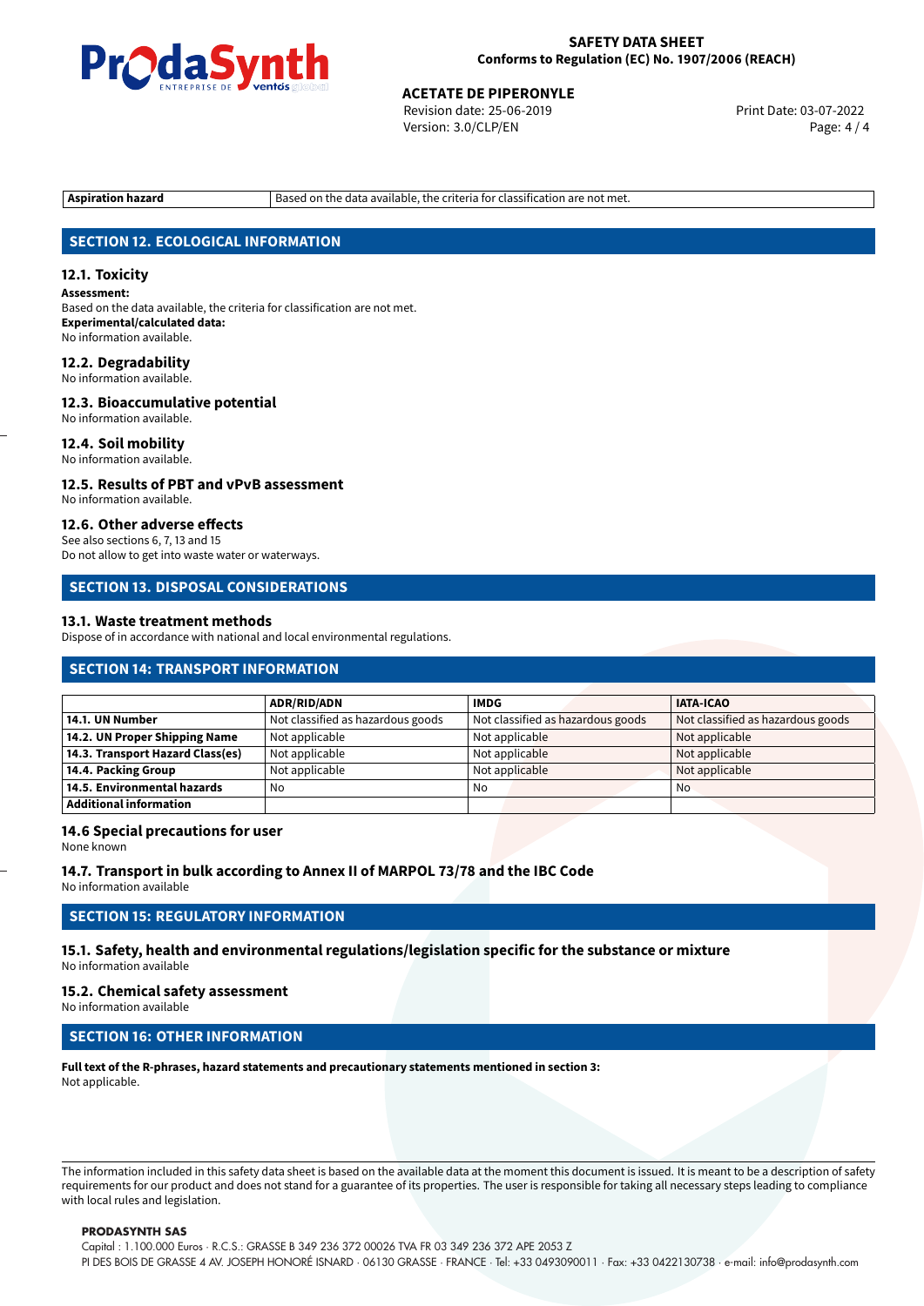| | |
|---|---|
| **Aspiration hazard** | Based on the data available, the criteria for classification are not met. |

## SECTION 12. ECOLOGICAL INFORMATION

### 12.1. Toxicity

**Assessment:**
Based on the data available, the criteria for classification are not met.
**Experimental/calculated data:**
No information available.

### 12.2. Degradability

No information available.

### 12.3. Bioaccumulative potential

No information available.

### 12.4. Soil mobility

No information available.

### 12.5. Results of PBT and vPvB assessment

No information available.

### 12.6. Other adverse effects

See also sections 6, 7, 13 and 15
Do not allow to get into waste water or waterways.

## SECTION 13. DISPOSAL CONSIDERATIONS

### 13.1. Waste treatment methods

Dispose of in accordance with national and local environmental regulations.

## SECTION 14: TRANSPORT INFORMATION

| | ADR/RID/ADN | IMDG | IATA-ICAO |
|---|---|---|---|
| **14.1. UN Number** | Not classified as hazardous goods | Not classified as hazardous goods | Not classified as hazardous goods |
| **14.2. UN Proper Shipping Name** | Not applicable | Not applicable | Not applicable |
| **14.3. Transport Hazard Class(es)** | Not applicable | Not applicable | Not applicable |
| **14.4. Packing Group** | Not applicable | Not applicable | Not applicable |
| **14.5. Environmental hazards** | No | No | No |
| **Additional information** | | | |

### 14.6 Special precautions for user

None known

### 14.7. Transport in bulk according to Annex II of MARPOL 73/78 and the IBC Code

No information available

## SECTION 15: REGULATORY INFORMATION

### 15.1. Safety, health and environmental regulations/legislation specific for the substance or mixture

No information available

### 15.2. Chemical safety assessment

No information available

## SECTION 16: OTHER INFORMATION

**Full text of the R-phrases, hazard statements and precautionary statements mentioned in section 3:**
Not applicable.

The information included in this safety data sheet is based on the available data at the moment this document is issued. It is meant to be a description of safety requirements for our product and does not stand for a guarantee of its properties. The user is responsible for taking all necessary steps leading to compliance with local rules and legislation.

**PRODASYNTH SAS**
Capital : 1.100.000 Euros · R.C.S.: GRASSE B 349 236 372 00026 TVA FR 03 349 236 372 APE 2053 Z
PI DES BOIS DE GRASSE 4 AV. JOSEPH HONORÉ ISNARD · 06130 GRASSE · FRANCE · Tel: +33 0493090011 · Fax: +33 0422130738 · e-mail: info@prodasynth.com